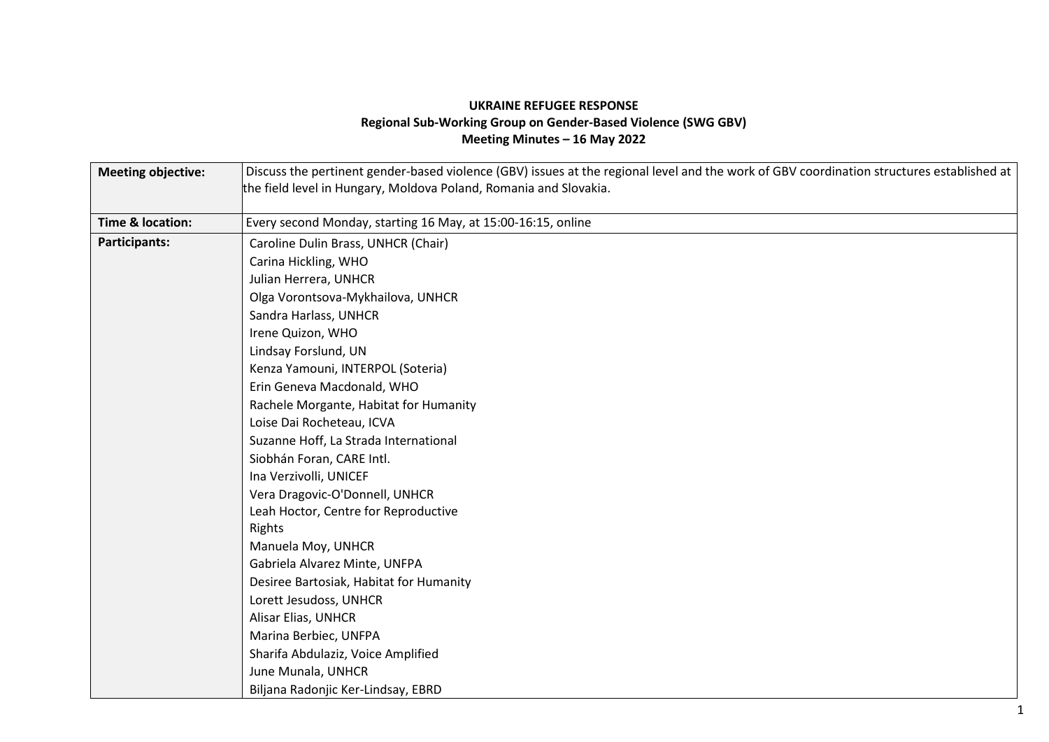**UKRAINE REFUGEE RESPONSE**
**Regional Sub-Working Group on Gender-Based Violence (SWG GBV)**
**Meeting Minutes – 16 May 2022**

| | |
|---|---|
| **Meeting objective:** | Discuss the pertinent gender-based violence (GBV) issues at the regional level and the work of GBV coordination structures established at the field level in Hungary, Moldova Poland, Romania and Slovakia. |
| **Time & location:** | Every second Monday, starting 16 May, at 15:00-16:15, online |
| **Participants:** | Caroline Dulin Brass, UNHCR (Chair)<br>Carina Hickling, WHO<br>Julian Herrera, UNHCR<br>Olga Vorontsova-Mykhailova, UNHCR<br>Sandra Harlass, UNHCR<br>Irene Quizon, WHO<br>Lindsay Forslund, UN<br>Kenza Yamouni, INTERPOL (Soteria)<br>Erin Geneva Macdonald, WHO<br>Rachele Morgante, Habitat for Humanity<br>Loise Dai Rocheteau, ICVA<br>Suzanne Hoff, La Strada International<br>Siobhán Foran, CARE Intl.<br>Ina Verzivolli, UNICEF<br>Vera Dragovic-O'Donnell, UNHCR<br>Leah Hoctor, Centre for Reproductive Rights<br>Manuela Moy, UNHCR<br>Gabriela Alvarez Minte, UNFPA<br>Desiree Bartosiak, Habitat for Humanity<br>Lorett Jesudoss, UNHCR<br>Alisar Elias, UNHCR<br>Marina Berbiec, UNFPA<br>Sharifa Abdulaziz, Voice Amplified<br>June Munala, UNHCR<br>Biljana Radonjic Ker-Lindsay, EBRD |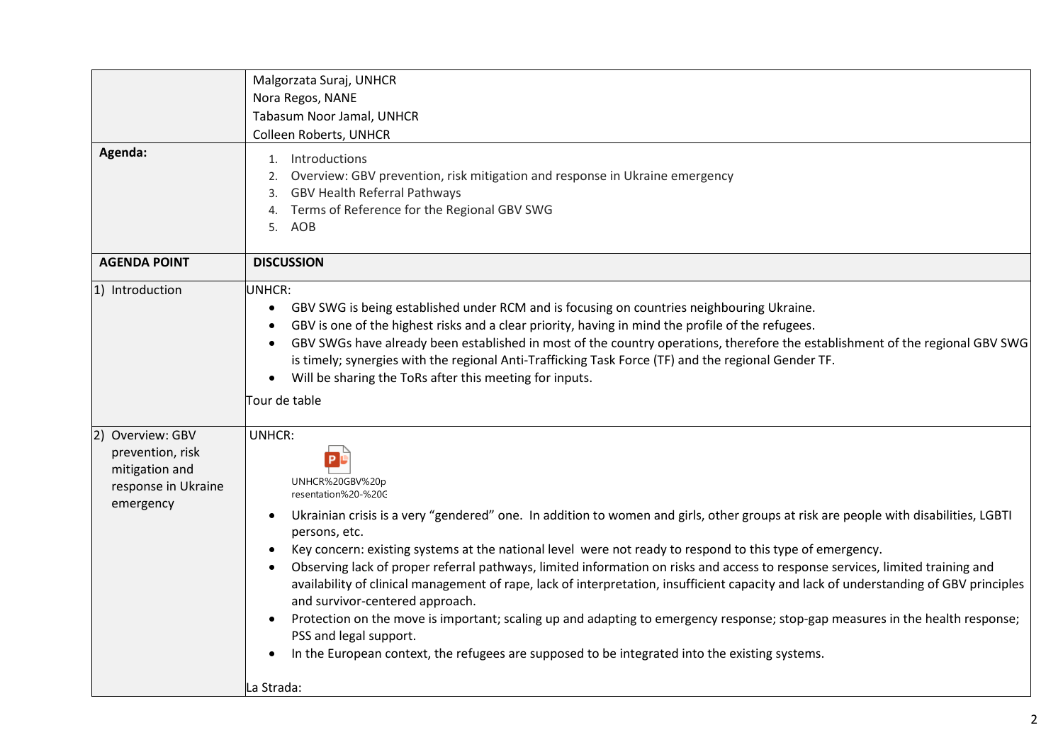| | |
|---|---|
| | Malgorzata Suraj, UNHCR<br>Nora Regos, NANE<br>Tabasum Noor Jamal, UNHCR<br>Colleen Roberts, UNHCR |
| **Agenda:** | 1. Introductions<br>2. Overview: GBV prevention, risk mitigation and response in Ukraine emergency<br>3. GBV Health Referral Pathways<br>4. Terms of Reference for the Regional GBV SWG<br>5. AOB |
| **AGENDA POINT** | **DISCUSSION** |
| 1) Introduction | UNHCR:<br>• GBV SWG is being established under RCM and is focusing on countries neighbouring Ukraine.<br>• GBV is one of the highest risks and a clear priority, having in mind the profile of the refugees.<br>• GBV SWGs have already been established in most of the country operations, therefore the establishment of the regional GBV SWG is timely; synergies with the regional Anti-Trafficking Task Force (TF) and the regional Gender TF.<br>• Will be sharing the ToRs after this meeting for inputs.<br>Tour de table |
| 2) Overview: GBV prevention, risk mitigation and response in Ukraine emergency | UNHCR:<br>UNHCR%20GBV%20presentation%20-%20G<br>• Ukrainian crisis is a very "gendered" one. In addition to women and girls, other groups at risk are people with disabilities, LGBTI persons, etc.<br>• Key concern: existing systems at the national level were not ready to respond to this type of emergency.<br>• Observing lack of proper referral pathways, limited information on risks and access to response services, limited training and availability of clinical management of rape, lack of interpretation, insufficient capacity and lack of understanding of GBV principles and survivor-centered approach.<br>• Protection on the move is important; scaling up and adapting to emergency response; stop-gap measures in the health response; PSS and legal support.<br>• In the European context, the refugees are supposed to be integrated into the existing systems.<br>La Strada: |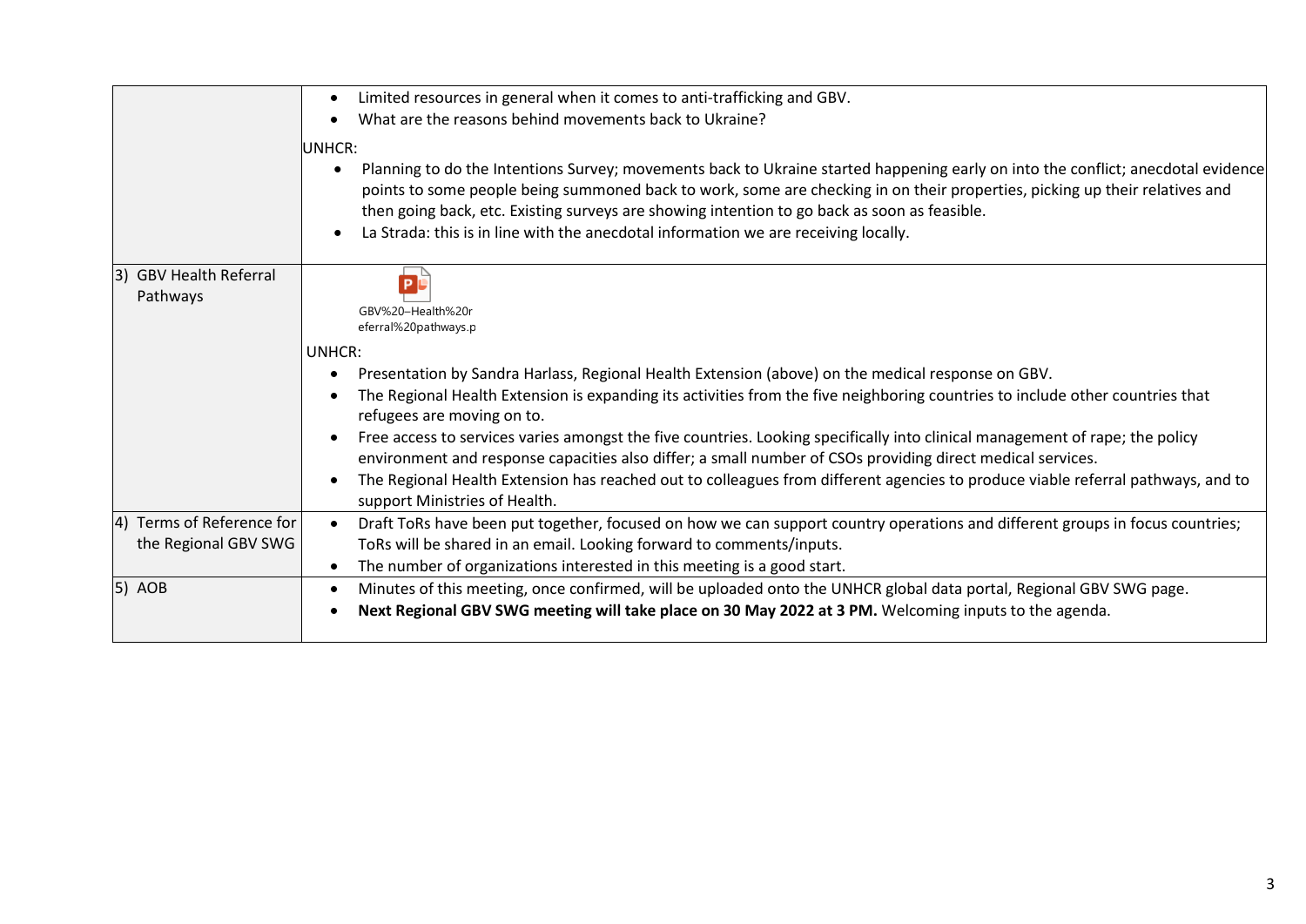| | |
|---|---|
| | • Limited resources in general when it comes to anti-trafficking and GBV.<br>• What are the reasons behind movements back to Ukraine?<br><br>UNHCR:<br>• Planning to do the Intentions Survey; movements back to Ukraine started happening early on into the conflict; anecdotal evidence points to some people being summoned back to work, some are checking in on their properties, picking up their relatives and then going back, etc. Existing surveys are showing intention to go back as soon as feasible.<br>• La Strada: this is in line with the anecdotal information we are receiving locally. |
| 3) GBV Health Referral Pathways | GBV%20–Health%20referral%20pathways.p<br><br>UNHCR:<br>• Presentation by Sandra Harlass, Regional Health Extension (above) on the medical response on GBV.<br>• The Regional Health Extension is expanding its activities from the five neighboring countries to include other countries that refugees are moving on to.<br>• Free access to services varies amongst the five countries. Looking specifically into clinical management of rape; the policy environment and response capacities also differ; a small number of CSOs providing direct medical services.<br>• The Regional Health Extension has reached out to colleagues from different agencies to produce viable referral pathways, and to support Ministries of Health. |
| 4) Terms of Reference for the Regional GBV SWG | • Draft ToRs have been put together, focused on how we can support country operations and different groups in focus countries; ToRs will be shared in an email. Looking forward to comments/inputs.<br>• The number of organizations interested in this meeting is a good start. |
| 5) AOB | • Minutes of this meeting, once confirmed, will be uploaded onto the UNHCR global data portal, Regional GBV SWG page.<br>• **Next Regional GBV SWG meeting will take place on 30 May 2022 at 3 PM.** Welcoming inputs to the agenda. |